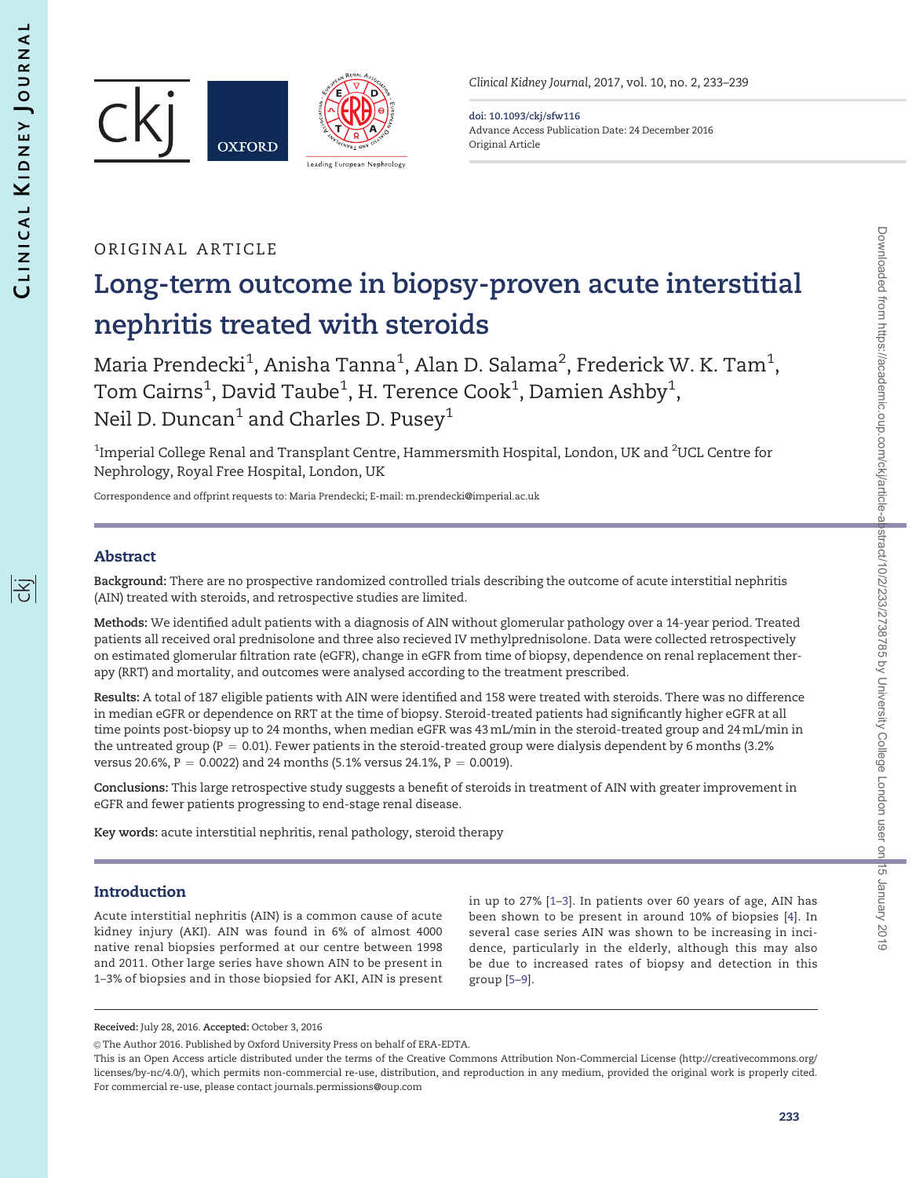ORIGINAL ARTICLE

# Long-term outcome in biopsy-proven acute interstitial nephritis treated with steroids

Maria Prendecki[1], Anisha Tanna[1], Alan D. Salama[2], Frederick W. K. Tam[1], Tom Cairns[1], David Taube[1], H. Terence Cook[1], Damien Ashby[1], Neil D. Duncan[1] and Charles D. Pusey[1]

[1]Imperial College Renal and Transplant Centre, Hammersmith Hospital, London, UK and [2]UCL Centre for Nephrology, Royal Free Hospital, London, UK

Correspondence and offprint requests to: Maria Prendecki; E-mail: m.prendecki@imperial.ac.uk

## Abstract

**Background:** There are no prospective randomized controlled trials describing the outcome of acute interstitial nephritis (AIN) treated with steroids, and retrospective studies are limited.

**Methods:** We identified adult patients with a diagnosis of AIN without glomerular pathology over a 14-year period. Treated patients all received oral prednisolone and three also recieved IV methylprednisolone. Data were collected retrospectively on estimated glomerular filtration rate (eGFR), change in eGFR from time of biopsy, dependence on renal replacement therapy (RRT) and mortality, and outcomes were analysed according to the treatment prescribed.

**Results:** A total of 187 eligible patients with AIN were identified and 158 were treated with steroids. There was no difference in median eGFR or dependence on RRT at the time of biopsy. Steroid-treated patients had significantly higher eGFR at all time points post-biopsy up to 24 months, when median eGFR was 43 mL/min in the steroid-treated group and 24 mL/min in the untreated group ($P = 0.01$). Fewer patients in the steroid-treated group were dialysis dependent by 6 months (3.2% versus 20.6%, $P = 0.0022$) and 24 months (5.1% versus 24.1%, $P = 0.0019$).

**Conclusions:** This large retrospective study suggests a benefit of steroids in treatment of AIN with greater improvement in eGFR and fewer patients progressing to end-stage renal disease.

**Key words:** acute interstitial nephritis, renal pathology, steroid therapy

## Introduction

Acute interstitial nephritis (AIN) is a common cause of acute kidney injury (AKI). AIN was found in 6% of almost 4000 native renal biopsies performed at our centre between 1998 and 2011. Other large series have shown AIN to be present in 1–3% of biopsies and in those biopsied for AKI, AIN is present in up to 27% [1–3]. In patients over 60 years of age, AIN has been shown to be present in around 10% of biopsies [4]. In several case series AIN was shown to be increasing in incidence, particularly in the elderly, although this may also be due to increased rates of biopsy and detection in this group [5–9].

---

**Received:** July 28, 2016. **Accepted:** October 3, 2016

© The Author 2016. Published by Oxford University Press on behalf of ERA-EDTA.

This is an Open Access article distributed under the terms of the Creative Commons Attribution Non-Commercial License (http://creativecommons.org/licenses/by-nc/4.0/), which permits non-commercial re-use, distribution, and reproduction in any medium, provided the original work is properly cited. For commercial re-use, please contact journals.permissions@oup.com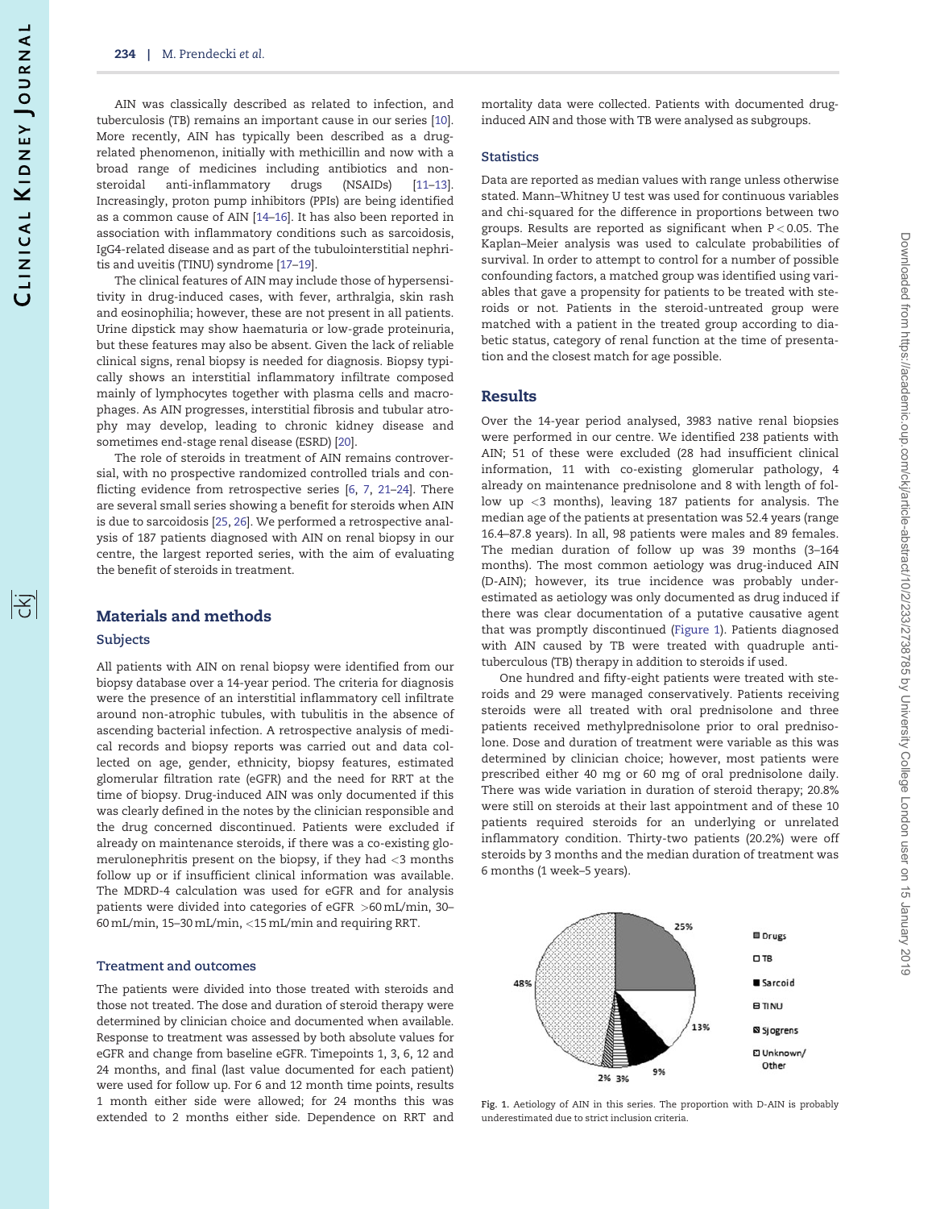AIN was classically described as related to infection, and tuberculosis (TB) remains an important cause in our series [10]. More recently, AIN has typically been described as a drug-related phenomenon, initially with methicillin and now with a broad range of medicines including antibiotics and non-steroidal anti-inflammatory drugs (NSAIDs) [11–13]. Increasingly, proton pump inhibitors (PPIs) are being identified as a common cause of AIN [14–16]. It has also been reported in association with inflammatory conditions such as sarcoidosis, IgG4-related disease and as part of the tubulointerstitial nephritis and uveitis (TINU) syndrome [17–19].

The clinical features of AIN may include those of hypersensitivity in drug-induced cases, with fever, arthralgia, skin rash and eosinophilia; however, these are not present in all patients. Urine dipstick may show haematuria or low-grade proteinuria, but these features may also be absent. Given the lack of reliable clinical signs, renal biopsy is needed for diagnosis. Biopsy typically shows an interstitial inflammatory infiltrate composed mainly of lymphocytes together with plasma cells and macrophages. As AIN progresses, interstitial fibrosis and tubular atrophy may develop, leading to chronic kidney disease and sometimes end-stage renal disease (ESRD) [20].

The role of steroids in treatment of AIN remains controversial, with no prospective randomized controlled trials and conflicting evidence from retrospective series [6, 7, 21–24]. There are several small series showing a benefit for steroids when AIN is due to sarcoidosis [25, 26]. We performed a retrospective analysis of 187 patients diagnosed with AIN on renal biopsy in our centre, the largest reported series, with the aim of evaluating the benefit of steroids in treatment.

## Materials and methods

### Subjects

All patients with AIN on renal biopsy were identified from our biopsy database over a 14-year period. The criteria for diagnosis were the presence of an interstitial inflammatory cell infiltrate around non-atrophic tubules, with tubulitis in the absence of ascending bacterial infection. A retrospective analysis of medical records and biopsy reports was carried out and data collected on age, gender, ethnicity, biopsy features, estimated glomerular filtration rate (eGFR) and the need for RRT at the time of biopsy. Drug-induced AIN was only documented if this was clearly defined in the notes by the clinician responsible and the drug concerned discontinued. Patients were excluded if already on maintenance steroids, if there was a co-existing glomerulonephritis present on the biopsy, if they had <3 months follow up or if insufficient clinical information was available. The MDRD-4 calculation was used for eGFR and for analysis patients were divided into categories of eGFR >60 mL/min, 30–60 mL/min, 15–30 mL/min, <15 mL/min and requiring RRT.

### Treatment and outcomes

The patients were divided into those treated with steroids and those not treated. The dose and duration of steroid therapy were determined by clinician choice and documented when available. Response to treatment was assessed by both absolute values for eGFR and change from baseline eGFR. Timepoints 1, 3, 6, 12 and 24 months, and final (last value documented for each patient) were used for follow up. For 6 and 12 month time points, results 1 month either side were allowed; for 24 months this was extended to 2 months either side. Dependence on RRT and mortality data were collected. Patients with documented drug-induced AIN and those with TB were analysed as subgroups.

### Statistics

Data are reported as median values with range unless otherwise stated. Mann–Whitney U test was used for continuous variables and chi-squared for the difference in proportions between two groups. Results are reported as significant when $P < 0.05$. The Kaplan–Meier analysis was used to calculate probabilities of survival. In order to attempt to control for a number of possible confounding factors, a matched group was identified using variables that gave a propensity for patients to be treated with steroids or not. Patients in the steroid-untreated group were matched with a patient in the treated group according to diabetic status, category of renal function at the time of presentation and the closest match for age possible.

## Results

Over the 14-year period analysed, 3983 native renal biopsies were performed in our centre. We identified 238 patients with AIN; 51 of these were excluded (28 had insufficient clinical information, 11 with co-existing glomerular pathology, 4 already on maintenance prednisolone and 8 with length of follow up <3 months), leaving 187 patients for analysis. The median age of the patients at presentation was 52.4 years (range 16.4–87.8 years). In all, 98 patients were males and 89 females. The median duration of follow up was 39 months (3–164 months). The most common aetiology was drug-induced AIN (D-AIN); however, its true incidence was probably underestimated as aetiology was only documented as drug induced if there was clear documentation of a putative causative agent that was promptly discontinued (Figure 1). Patients diagnosed with AIN caused by TB were treated with quadruple anti-tuberculous (TB) therapy in addition to steroids if used.

One hundred and fifty-eight patients were treated with steroids and 29 were managed conservatively. Patients receiving steroids were all treated with oral prednisolone and three patients received methylprednisolone prior to oral prednisolone. Dose and duration of treatment were variable as this was determined by clinician choice; however, most patients were prescribed either 40 mg or 60 mg of oral prednisolone daily. There was wide variation in duration of steroid therapy; 20.8% were still on steroids at their last appointment and of these 10 patients required steroids for an underlying or unrelated inflammatory condition. Thirty-two patients (20.2%) were off steroids by 3 months and the median duration of treatment was 6 months (1 week–5 years).

**Fig. 1.** Aetiology of AIN in this series. The proportion with D-AIN is probably underestimated due to strict inclusion criteria.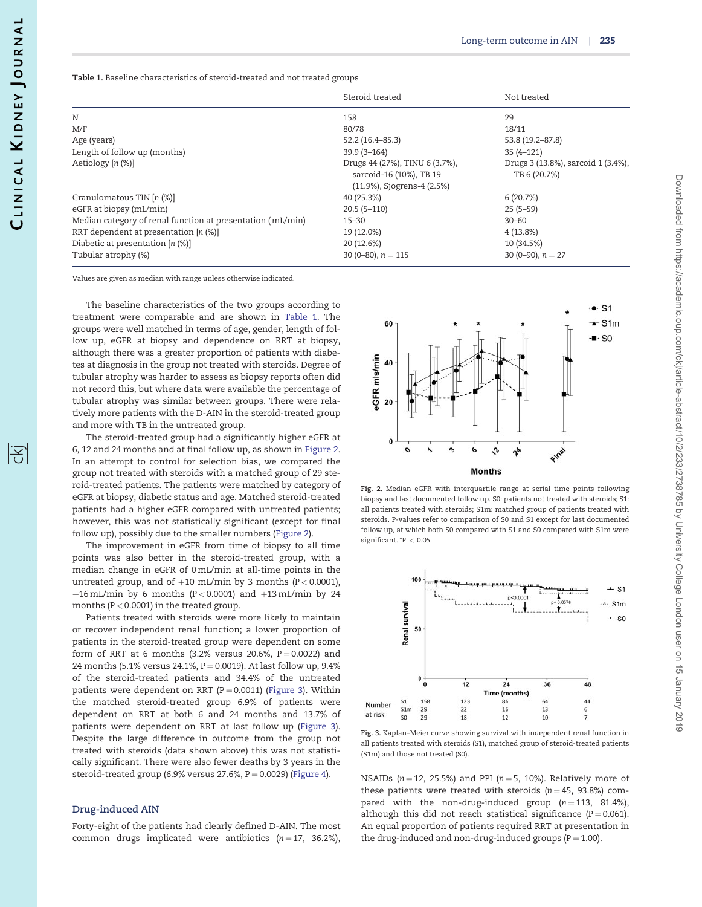Table 1. Baseline characteristics of steroid-treated and not treated groups

| | Steroid treated | Not treated |
|---|---|---|
| N | 158 | 29 |
| M/F | 80/78 | 18/11 |
| Age (years) | 52.2 (16.4–85.3) | 53.8 (19.2–87.8) |
| Length of follow up (months) | 39.9 (3–164) | 35 (4–121) |
| Aetiology [n (%)] | Drugs 44 (27%), TINU 6 (3.7%), sarcoid-16 (10%), TB 19 (11.9%), Sjogrens-4 (2.5%) | Drugs 3 (13.8%), sarcoid 1 (3.4%), TB 6 (20.7%) |
| Granulomatous TIN [n (%)] | 40 (25.3%) | 6 (20.7%) |
| eGFR at biopsy (mL/min) | 20.5 (5–110) | 25 (5–59) |
| Median category of renal function at presentation (mL/min) | 15–30 | 30–60 |
| RRT dependent at presentation [n (%)] | 19 (12.0%) | 4 (13.8%) |
| Diabetic at presentation [n (%)] | 20 (12.6%) | 10 (34.5%) |
| Tubular atrophy (%) | 30 (0–80), n = 115 | 30 (0–90), n = 27 |

Values are given as median with range unless otherwise indicated.

The baseline characteristics of the two groups according to treatment were comparable and are shown in Table 1. The groups were well matched in terms of age, gender, length of follow up, eGFR at biopsy and dependence on RRT at biopsy, although there was a greater proportion of patients with diabetes at diagnosis in the group not treated with steroids. Degree of tubular atrophy was harder to assess as biopsy reports often did not record this, but where data were available the percentage of tubular atrophy was similar between groups. There were relatively more patients with the D-AIN in the steroid-treated group and more with TB in the untreated group.

The steroid-treated group had a significantly higher eGFR at 6, 12 and 24 months and at final follow up, as shown in Figure 2. In an attempt to control for selection bias, we compared the group not treated with steroids with a matched group of 29 steroid-treated patients. The patients were matched by category of eGFR at biopsy, diabetic status and age. Matched steroid-treated patients had a higher eGFR compared with untreated patients; however, this was not statistically significant (except for final follow up), possibly due to the smaller numbers (Figure 2).

The improvement in eGFR from time of biopsy to all time points was also better in the steroid-treated group, with a median change in eGFR of 0 mL/min at all-time points in the untreated group, and of +10 mL/min by 3 months ($P < 0.0001$), +16 mL/min by 6 months ($P < 0.0001$) and +13 mL/min by 24 months ($P < 0.0001$) in the treated group.

Patients treated with steroids were more likely to maintain or recover independent renal function; a lower proportion of patients in the steroid-treated group were dependent on some form of RRT at 6 months (3.2% versus 20.6%, $P = 0.0022$) and 24 months (5.1% versus 24.1%, $P = 0.0019$). At last follow up, 9.4% of the steroid-treated patients and 34.4% of the untreated patients were dependent on RRT ($P = 0.0011$) (Figure 3). Within the matched steroid-treated group 6.9% of patients were dependent on RRT at both 6 and 24 months and 13.7% of patients were dependent on RRT at last follow up (Figure 3). Despite the large difference in outcome from the group not treated with steroids (data shown above) this was not statistically significant. There were also fewer deaths by 3 years in the steroid-treated group (6.9% versus 27.6%, $P = 0.0029$) (Figure 4).

Fig. 2. Median eGFR with interquartile range at serial time points following biopsy and last documented follow up. S0: patients not treated with steroids; S1: all patients treated with steroids; S1m: matched group of patients treated with steroids. P-values refer to comparison of S0 and S1 except for last documented follow up, at which both S0 compared with S1 and S0 compared with S1m were significant. *$P < 0.05$.

Fig. 3. Kaplan–Meier curve showing survival with independent renal function in all patients treated with steroids (S1), matched group of steroid-treated patients (S1m) and those not treated (S0).

## Drug-induced AIN

Forty-eight of the patients had clearly defined D-AIN. The most common drugs implicated were antibiotics (n = 17, 36.2%), NSAIDs (n = 12, 25.5%) and PPI (n = 5, 10%). Relatively more of these patients were treated with steroids (n = 45, 93.8%) compared with the non-drug-induced group (n = 113, 81.4%), although this did not reach statistical significance ($P = 0.061$). An equal proportion of patients required RRT at presentation in the drug-induced and non-drug-induced groups ($P = 1.00$).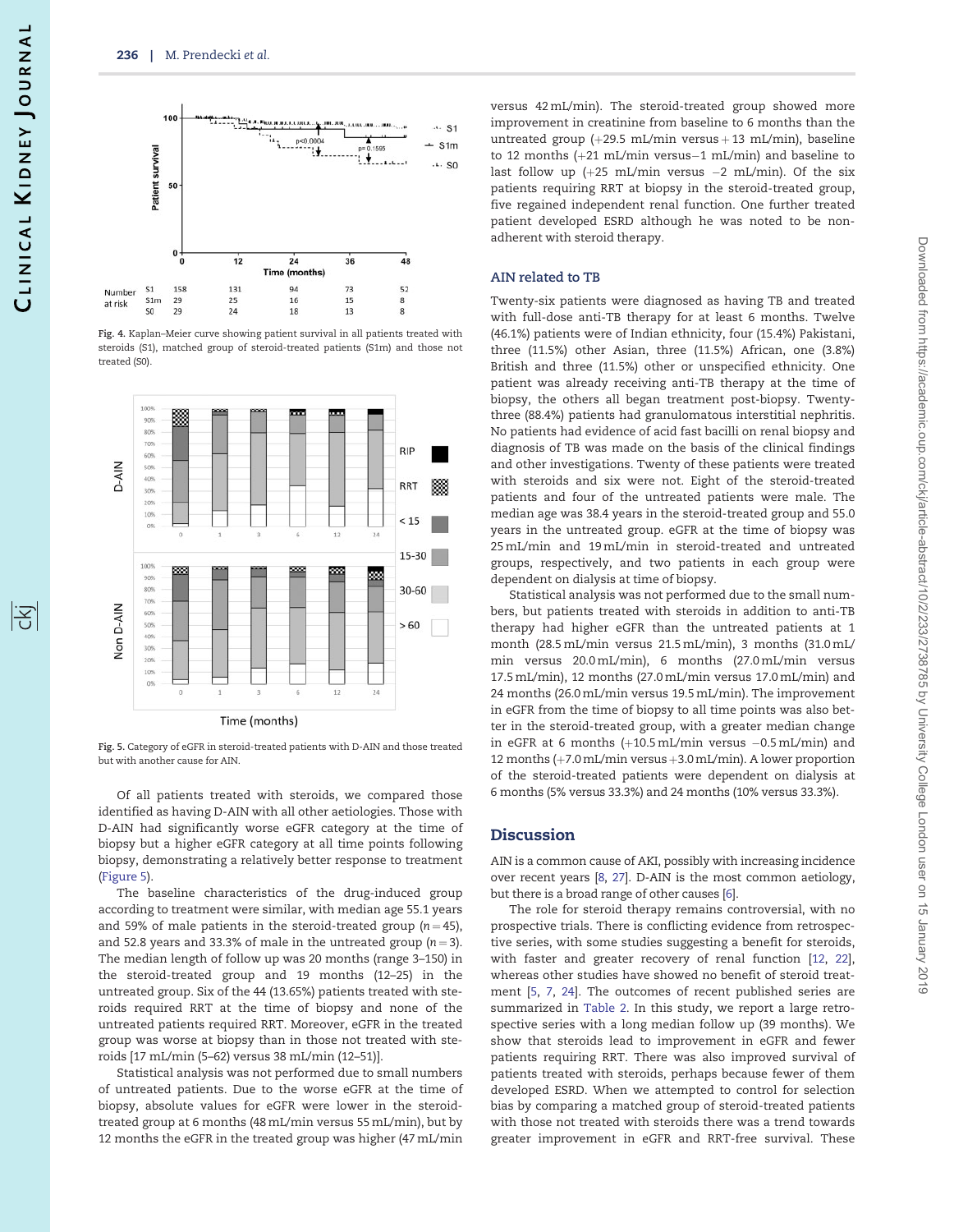Fig. 4. Kaplan–Meier curve showing patient survival in all patients treated with steroids (S1), matched group of steroid-treated patients (S1m) and those not treated (S0).

Fig. 5. Category of eGFR in steroid-treated patients with D-AIN and those treated but with another cause for AIN.

Of all patients treated with steroids, we compared those identified as having D-AIN with all other aetiologies. Those with D-AIN had significantly worse eGFR category at the time of biopsy but a higher eGFR category at all time points following biopsy, demonstrating a relatively better response to treatment (Figure 5).

The baseline characteristics of the drug-induced group according to treatment were similar, with median age 55.1 years and 59% of male patients in the steroid-treated group ($n = 45$), and 52.8 years and 33.3% of male in the untreated group ($n = 3$). The median length of follow up was 20 months (range 3–150) in the steroid-treated group and 19 months (12–25) in the untreated group. Six of the 44 (13.65%) patients treated with steroids required RRT at the time of biopsy and none of the untreated patients required RRT. Moreover, eGFR in the treated group was worse at biopsy than in those not treated with steroids [17 mL/min (5–62) versus 38 mL/min (12–51)].

Statistical analysis was not performed due to small numbers of untreated patients. Due to the worse eGFR at the time of biopsy, absolute values for eGFR were lower in the steroid-treated group at 6 months (48 mL/min versus 55 mL/min), but by 12 months the eGFR in the treated group was higher (47 mL/min versus 42 mL/min). The steroid-treated group showed more improvement in creatinine from baseline to 6 months than the untreated group (+29.5 mL/min versus + 13 mL/min), baseline to 12 months (+21 mL/min versus−1 mL/min) and baseline to last follow up (+25 mL/min versus −2 mL/min). Of the six patients requiring RRT at biopsy in the steroid-treated group, five regained independent renal function. One further treated patient developed ESRD although he was noted to be non-adherent with steroid therapy.

### AIN related to TB

Twenty-six patients were diagnosed as having TB and treated with full-dose anti-TB therapy for at least 6 months. Twelve (46.1%) patients were of Indian ethnicity, four (15.4%) Pakistani, three (11.5%) other Asian, three (11.5%) African, one (3.8%) British and three (11.5%) other or unspecified ethnicity. One patient was already receiving anti-TB therapy at the time of biopsy, the others all began treatment post-biopsy. Twenty-three (88.4%) patients had granulomatous interstitial nephritis. No patients had evidence of acid fast bacilli on renal biopsy and diagnosis of TB was made on the basis of the clinical findings and other investigations. Twenty of these patients were treated with steroids and six were not. Eight of the steroid-treated patients and four of the untreated patients were male. The median age was 38.4 years in the steroid-treated group and 55.0 years in the untreated group. eGFR at the time of biopsy was 25 mL/min and 19 mL/min in steroid-treated and untreated groups, respectively, and two patients in each group were dependent on dialysis at time of biopsy.

Statistical analysis was not performed due to the small numbers, but patients treated with steroids in addition to anti-TB therapy had higher eGFR than the untreated patients at 1 month (28.5 mL/min versus 21.5 mL/min), 3 months (31.0 mL/min versus 20.0 mL/min), 6 months (27.0 mL/min versus 17.5 mL/min), 12 months (27.0 mL/min versus 17.0 mL/min) and 24 months (26.0 mL/min versus 19.5 mL/min). The improvement in eGFR from the time of biopsy to all time points was also better in the steroid-treated group, with a greater median change in eGFR at 6 months (+10.5 mL/min versus −0.5 mL/min) and 12 months (+7.0 mL/min versus +3.0 mL/min). A lower proportion of the steroid-treated patients were dependent on dialysis at 6 months (5% versus 33.3%) and 24 months (10% versus 33.3%).

## Discussion

AIN is a common cause of AKI, possibly with increasing incidence over recent years [8, 27]. D-AIN is the most common aetiology, but there is a broad range of other causes [6].

The role for steroid therapy remains controversial, with no prospective trials. There is conflicting evidence from retrospective series, with some studies suggesting a benefit for steroids, with faster and greater recovery of renal function [12, 22], whereas other studies have showed no benefit of steroid treatment [5, 7, 24]. The outcomes of recent published series are summarized in Table 2. In this study, we report a large retrospective series with a long median follow up (39 months). We show that steroids lead to improvement in eGFR and fewer patients requiring RRT. There was also improved survival of patients treated with steroids, perhaps because fewer of them developed ESRD. When we attempted to control for selection bias by comparing a matched group of steroid-treated patients with those not treated with steroids there was a trend towards greater improvement in eGFR and RRT-free survival. These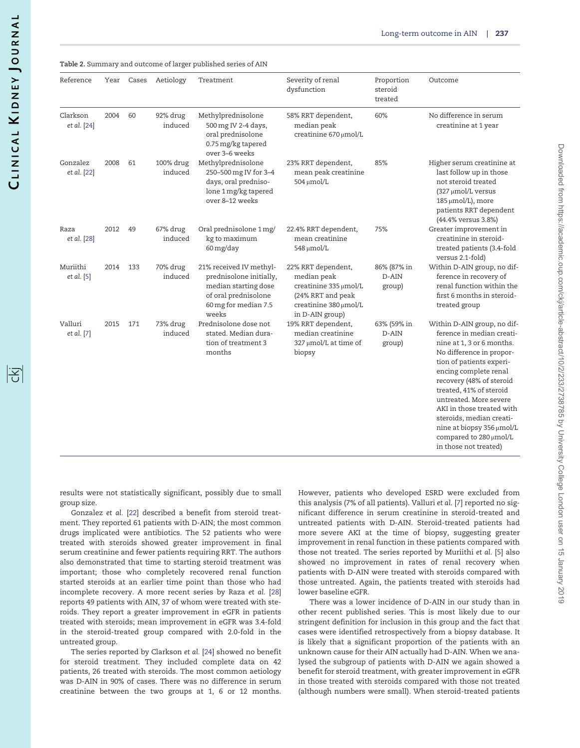Table 2. Summary and outcome of larger published series of AIN

| Reference | Year | Cases | Aetiology | Treatment | Severity of renal dysfunction | Proportion steroid treated | Outcome |
|---|---|---|---|---|---|---|---|
| Clarkson et al. [24] | 2004 | 60 | 92% drug induced | Methylprednisolone 500 mg IV 2-4 days, oral prednisolone 0.75 mg/kg tapered over 3–6 weeks | 58% RRT dependent, median peak creatinine 670 μmol/L | 60% | No difference in serum creatinine at 1 year |
| Gonzalez et al. [22] | 2008 | 61 | 100% drug induced | Methylprednisolone 250–500 mg IV for 3–4 days, oral prednisolone 1 mg/kg tapered over 8–12 weeks | 23% RRT dependent, mean peak creatinine 504 μmol/L | 85% | Higher serum creatinine at last follow up in those not steroid treated (327 μmol/L versus 185 μmol/L), more patients RRT dependent (44.4% versus 3.8%) |
| Raza et al. [28] | 2012 | 49 | 67% drug induced | Oral prednisolone 1 mg/kg to maximum 60 mg/day | 22.4% RRT dependent, mean creatinine 548 μmol/L | 75% | Greater improvement in creatinine in steroid-treated patients (3.4-fold versus 2.1-fold) |
| Muriithi et al. [5] | 2014 | 133 | 70% drug induced | 21% received IV methylprednisolone initially, median starting dose of oral prednisolone 60 mg for median 7.5 weeks | 22% RRT dependent, median peak creatinine 335 μmol/L (24% RRT and peak creatinine 380 μmol/L in D-AIN group) | 86% (87% in D-AIN group) | Within D-AIN group, no difference in recovery of renal function within the first 6 months in steroid-treated group |
| Valluri et al. [7] | 2015 | 171 | 73% drug induced | Prednisolone dose not stated. Median duration of treatment 3 months | 19% RRT dependent, median creatinine 327 μmol/L at time of biopsy | 63% (59% in D-AIN group) | Within D-AIN group, no difference in median creatinine at 1, 3 or 6 months. No difference in proportion of patients experiencing complete renal recovery (48% of steroid treated, 41% of steroid untreated. More severe AKI in those treated with steroids, median creatinine at biopsy 356 μmol/L compared to 280 μmol/L in those not treated) |

results were not statistically significant, possibly due to small group size.

Gonzalez *et al.* [22] described a benefit from steroid treatment. They reported 61 patients with D-AIN; the most common drugs implicated were antibiotics. The 52 patients who were treated with steroids showed greater improvement in final serum creatinine and fewer patients requiring RRT. The authors also demonstrated that time to starting steroid treatment was important; those who completely recovered renal function started steroids at an earlier time point than those who had incomplete recovery. A more recent series by Raza *et al.* [28] reports 49 patients with AIN, 37 of whom were treated with steroids. They report a greater improvement in eGFR in patients treated with steroids; mean improvement in eGFR was 3.4-fold in the steroid-treated group compared with 2.0-fold in the untreated group.

The series reported by Clarkson *et al.* [24] showed no benefit for steroid treatment. They included complete data on 42 patients, 26 treated with steroids. The most common aetiology was D-AIN in 90% of cases. There was no difference in serum creatinine between the two groups at 1, 6 or 12 months. However, patients who developed ESRD were excluded from this analysis (7% of all patients). Valluri *et al.* [7] reported no significant difference in serum creatinine in steroid-treated and untreated patients with D-AIN. Steroid-treated patients had more severe AKI at the time of biopsy, suggesting greater improvement in renal function in these patients compared with those not treated. The series reported by Muriithi *et al.* [5] also showed no improvement in rates of renal recovery when patients with D-AIN were treated with steroids compared with those untreated. Again, the patients treated with steroids had lower baseline eGFR.

There was a lower incidence of D-AIN in our study than in other recent published series. This is most likely due to our stringent definition for inclusion in this group and the fact that cases were identified retrospectively from a biopsy database. It is likely that a significant proportion of the patients with an unknown cause for their AIN actually had D-AIN. When we analysed the subgroup of patients with D-AIN we again showed a benefit for steroid treatment, with greater improvement in eGFR in those treated with steroids compared with those not treated (although numbers were small). When steroid-treated patients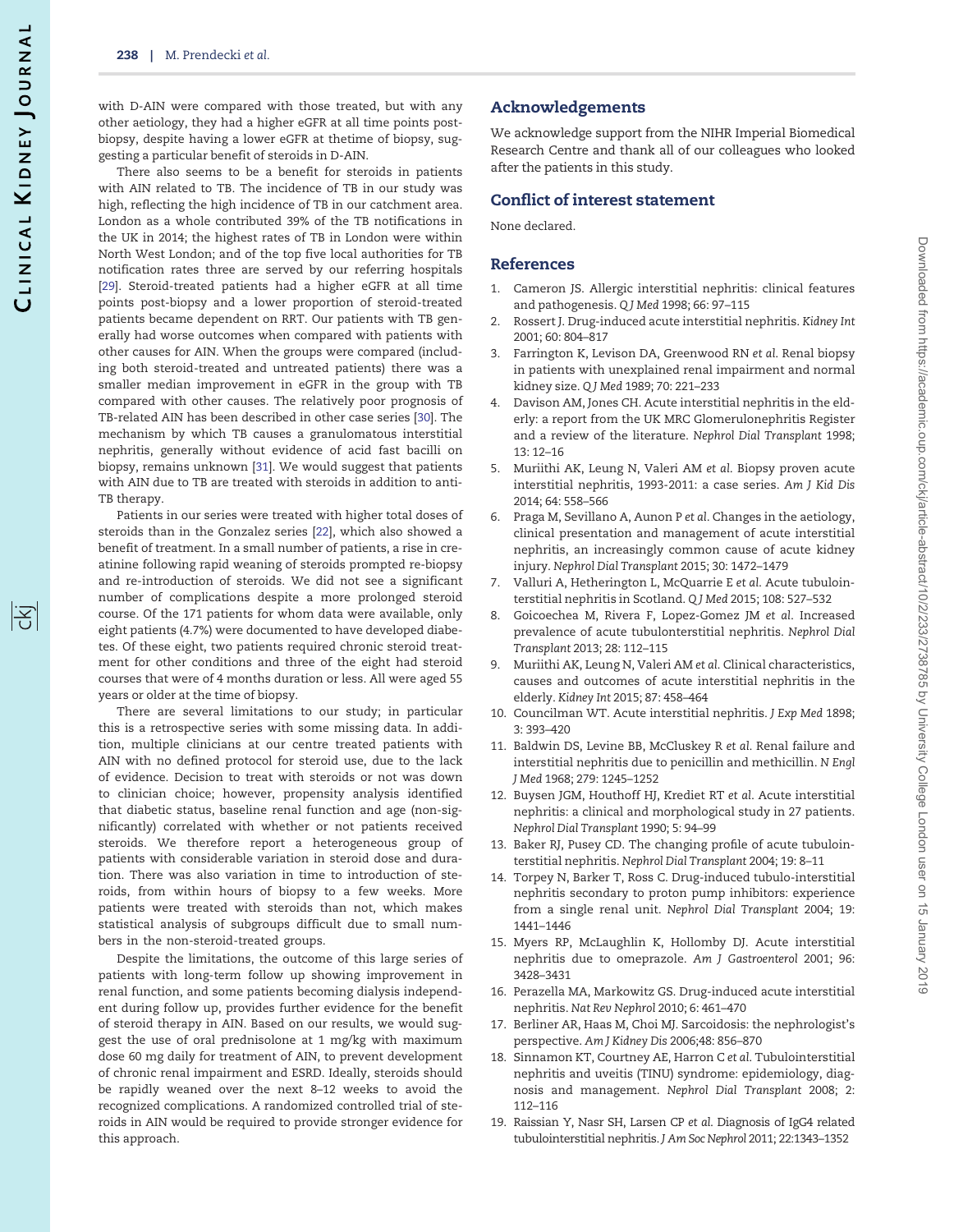with D-AIN were compared with those treated, but with any other aetiology, they had a higher eGFR at all time points post-biopsy, despite having a lower eGFR at thetime of biopsy, suggesting a particular benefit of steroids in D-AIN.

There also seems to be a benefit for steroids in patients with AIN related to TB. The incidence of TB in our study was high, reflecting the high incidence of TB in our catchment area. London as a whole contributed 39% of the TB notifications in the UK in 2014; the highest rates of TB in London were within North West London; and of the top five local authorities for TB notification rates three are served by our referring hospitals [29]. Steroid-treated patients had a higher eGFR at all time points post-biopsy and a lower proportion of steroid-treated patients became dependent on RRT. Our patients with TB generally had worse outcomes when compared with patients with other causes for AIN. When the groups were compared (including both steroid-treated and untreated patients) there was a smaller median improvement in eGFR in the group with TB compared with other causes. The relatively poor prognosis of TB-related AIN has been described in other case series [30]. The mechanism by which TB causes a granulomatous interstitial nephritis, generally without evidence of acid fast bacilli on biopsy, remains unknown [31]. We would suggest that patients with AIN due to TB are treated with steroids in addition to anti-TB therapy.

Patients in our series were treated with higher total doses of steroids than in the Gonzalez series [22], which also showed a benefit of treatment. In a small number of patients, a rise in creatinine following rapid weaning of steroids prompted re-biopsy and re-introduction of steroids. We did not see a significant number of complications despite a more prolonged steroid course. Of the 171 patients for whom data were available, only eight patients (4.7%) were documented to have developed diabetes. Of these eight, two patients required chronic steroid treatment for other conditions and three of the eight had steroid courses that were of 4 months duration or less. All were aged 55 years or older at the time of biopsy.

There are several limitations to our study; in particular this is a retrospective series with some missing data. In addition, multiple clinicians at our centre treated patients with AIN with no defined protocol for steroid use, due to the lack of evidence. Decision to treat with steroids or not was down to clinician choice; however, propensity analysis identified that diabetic status, baseline renal function and age (non-significantly) correlated with whether or not patients received steroids. We therefore report a heterogeneous group of patients with considerable variation in steroid dose and duration. There was also variation in time to introduction of steroids, from within hours of biopsy to a few weeks. More patients were treated with steroids than not, which makes statistical analysis of subgroups difficult due to small numbers in the non-steroid-treated groups.

Despite the limitations, the outcome of this large series of patients with long-term follow up showing improvement in renal function, and some patients becoming dialysis independent during follow up, provides further evidence for the benefit of steroid therapy in AIN. Based on our results, we would suggest the use of oral prednisolone at 1 mg/kg with maximum dose 60 mg daily for treatment of AIN, to prevent development of chronic renal impairment and ESRD. Ideally, steroids should be rapidly weaned over the next 8–12 weeks to avoid the recognized complications. A randomized controlled trial of steroids in AIN would be required to provide stronger evidence for this approach.

## Acknowledgements

We acknowledge support from the NIHR Imperial Biomedical Research Centre and thank all of our colleagues who looked after the patients in this study.

## Conflict of interest statement

None declared.

## References

1. Cameron JS. Allergic interstitial nephritis: clinical features and pathogenesis. *Q J Med* 1998; 66: 97–115
2. Rossert J. Drug-induced acute interstitial nephritis. *Kidney Int* 2001; 60: 804–817
3. Farrington K, Levison DA, Greenwood RN *et al.* Renal biopsy in patients with unexplained renal impairment and normal kidney size. *Q J Med* 1989; 70: 221–233
4. Davison AM, Jones CH. Acute interstitial nephritis in the elderly: a report from the UK MRC Glomerulonephritis Register and a review of the literature. *Nephrol Dial Transplant* 1998; 13: 12–16
5. Muriithi AK, Leung N, Valeri AM *et al.* Biopsy proven acute interstitial nephritis, 1993-2011: a case series. *Am J Kid Dis* 2014; 64: 558–566
6. Praga M, Sevillano A, Aunon P *et al.* Changes in the aetiology, clinical presentation and management of acute interstitial nephritis, an increasingly common cause of acute kidney injury. *Nephrol Dial Transplant* 2015; 30: 1472–1479
7. Valluri A, Hetherington L, McQuarrie E *et al.* Acute tubulointerstitial nephritis in Scotland. *Q J Med* 2015; 108: 527–532
8. Goicoechea M, Rivera F, Lopez-Gomez JM *et al.* Increased prevalence of acute tubulonterstitial nephritis. *Nephrol Dial Transplant* 2013; 28: 112–115
9. Muriithi AK, Leung N, Valeri AM *et al.* Clinical characteristics, causes and outcomes of acute interstitial nephritis in the elderly. *Kidney Int* 2015; 87: 458–464
10. Councilman WT. Acute interstitial nephritis. *J Exp Med* 1898; 3: 393–420
11. Baldwin DS, Levine BB, McCluskey R *et al.* Renal failure and interstitial nephritis due to penicillin and methicillin. *N Engl J Med* 1968; 279: 1245–1252
12. Buysen JGM, Houthoff HJ, Krediet RT *et al.* Acute interstitial nephritis: a clinical and morphological study in 27 patients. *Nephrol Dial Transplant* 1990; 5: 94–99
13. Baker RJ, Pusey CD. The changing profile of acute tubulointerstitial nephritis. *Nephrol Dial Transplant* 2004; 19: 8–11
14. Torpey N, Barker T, Ross C. Drug-induced tubulo-interstitial nephritis secondary to proton pump inhibitors: experience from a single renal unit. *Nephrol Dial Transplant* 2004; 19: 1441–1446
15. Myers RP, McLaughlin K, Hollomby DJ. Acute interstitial nephritis due to omeprazole. *Am J Gastroenterol* 2001; 96: 3428–3431
16. Perazella MA, Markowitz GS. Drug-induced acute interstitial nephritis. *Nat Rev Nephrol* 2010; 6: 461–470
17. Berliner AR, Haas M, Choi MJ. Sarcoidosis: the nephrologist's perspective. *Am J Kidney Dis* 2006;48: 856–870
18. Sinnamon KT, Courtney AE, Harron C *et al.* Tubulointerstitial nephritis and uveitis (TINU) syndrome: epidemiology, diagnosis and management. *Nephrol Dial Transplant* 2008; 2: 112–116
19. Raissian Y, Nasr SH, Larsen CP *et al.* Diagnosis of IgG4 related tubulointerstitial nephritis. *J Am Soc Nephrol* 2011; 22:1343–1352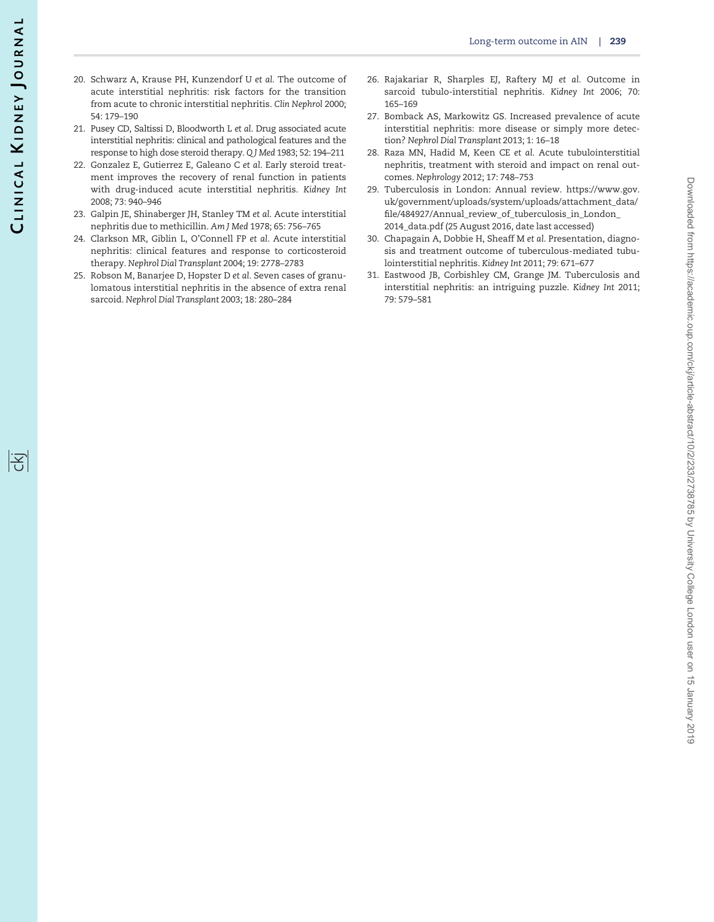20. Schwarz A, Krause PH, Kunzendorf U *et al*. The outcome of acute interstitial nephritis: risk factors for the transition from acute to chronic interstitial nephritis. *Clin Nephrol* 2000; 54: 179–190
21. Pusey CD, Saltissi D, Bloodworth L *et al*. Drug associated acute interstitial nephritis: clinical and pathological features and the response to high dose steroid therapy. *Q J Med* 1983; 52: 194–211
22. Gonzalez E, Gutierrez E, Galeano C *et al*. Early steroid treatment improves the recovery of renal function in patients with drug-induced acute interstitial nephritis. *Kidney Int* 2008; 73: 940–946
23. Galpin JE, Shinaberger JH, Stanley TM *et al*. Acute interstitial nephritis due to methicillin. *Am J Med* 1978; 65: 756–765
24. Clarkson MR, Giblin L, O'Connell FP *et al*. Acute interstitial nephritis: clinical features and response to corticosteroid therapy. *Nephrol Dial Transplant* 2004; 19: 2778–2783
25. Robson M, Banarjee D, Hopster D *et al*. Seven cases of granulomatous interstitial nephritis in the absence of extra renal sarcoid. *Nephrol Dial Transplant* 2003; 18: 280–284
26. Rajakariar R, Sharples EJ, Raftery MJ *et al*. Outcome in sarcoid tubulo-interstitial nephritis. *Kidney Int* 2006; 70: 165–169
27. Bomback AS, Markowitz GS. Increased prevalence of acute interstitial nephritis: more disease or simply more detection? *Nephrol Dial Transplant* 2013; 1: 16–18
28. Raza MN, Hadid M, Keen CE *et al*. Acute tubulointerstitial nephritis, treatment with steroid and impact on renal outcomes. *Nephrology* 2012; 17: 748–753
29. Tuberculosis in London: Annual review. https://www.gov.uk/government/uploads/system/uploads/attachment_data/file/484927/Annual_review_of_tuberculosis_in_London_2014_data.pdf (25 August 2016, date last accessed)
30. Chapagain A, Dobbie H, Sheaff M *et al*. Presentation, diagnosis and treatment outcome of tuberculous-mediated tubulointerstitial nephritis. *Kidney Int* 2011; 79: 671–677
31. Eastwood JB, Corbishley CM, Grange JM. Tuberculosis and interstitial nephritis: an intriguing puzzle. *Kidney Int* 2011; 79: 579–581